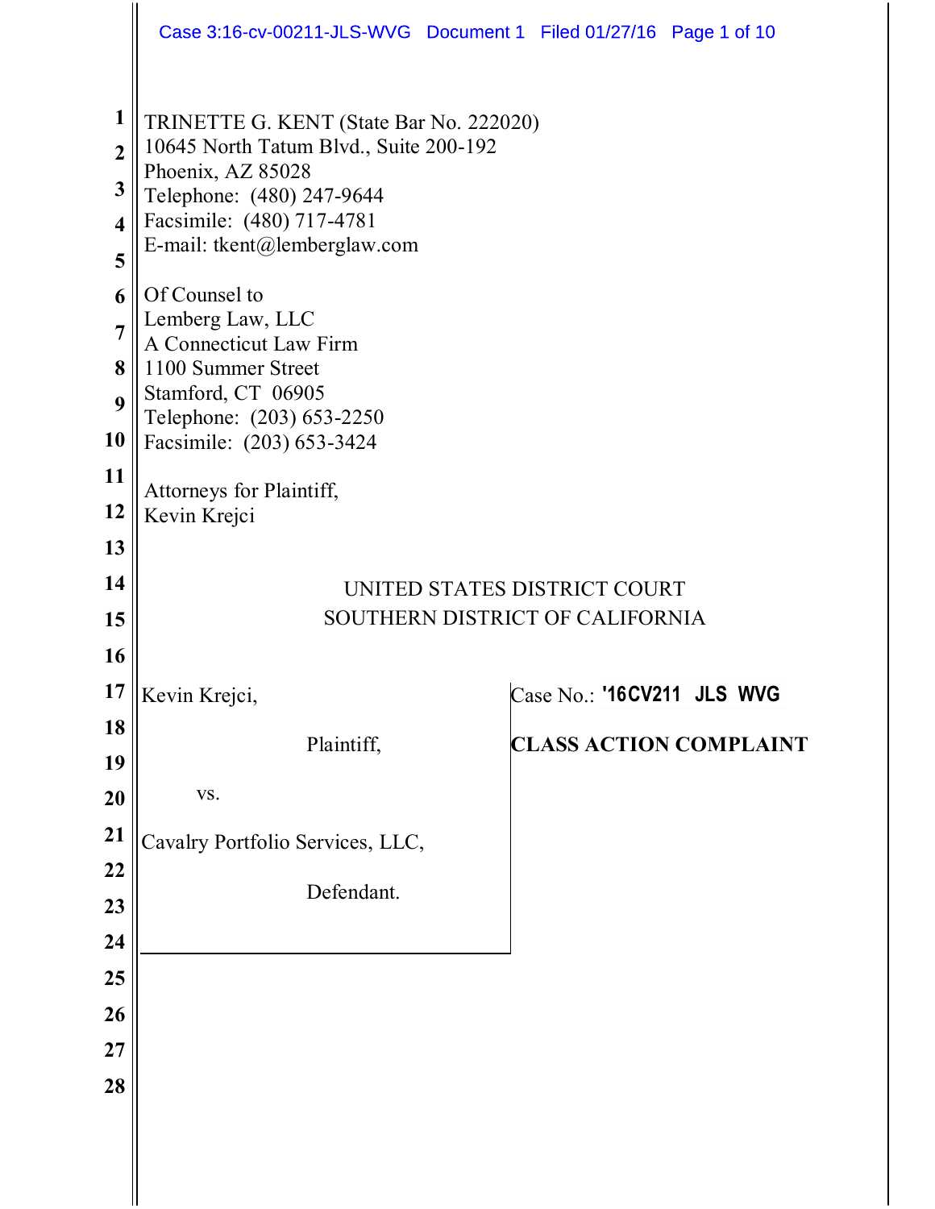TRINETTE G. KENT (State Bar No. 222020)
10645 North Tatum Blvd., Suite 200-192
Phoenix, AZ 85028
Telephone: (480) 247-9644
Facsimile: (480) 717-4781
E-mail: tkent@lemberglaw.com

Of Counsel to
Lemberg Law, LLC
A Connecticut Law Firm
1100 Summer Street
Stamford, CT 06905
Telephone: (203) 653-2250
Facsimile: (203) 653-3424

Attorneys for Plaintiff,
Kevin Krejci

UNITED STATES DISTRICT COURT
SOUTHERN DISTRICT OF CALIFORNIA

| | |
|---|---|
| Kevin Krejci,<br><br>Plaintiff,<br><br>vs.<br><br>Cavalry Portfolio Services, LLC,<br><br>Defendant. | Case No.: **'16CV211 JLS WVG**<br><br>**CLASS ACTION COMPLAINT** |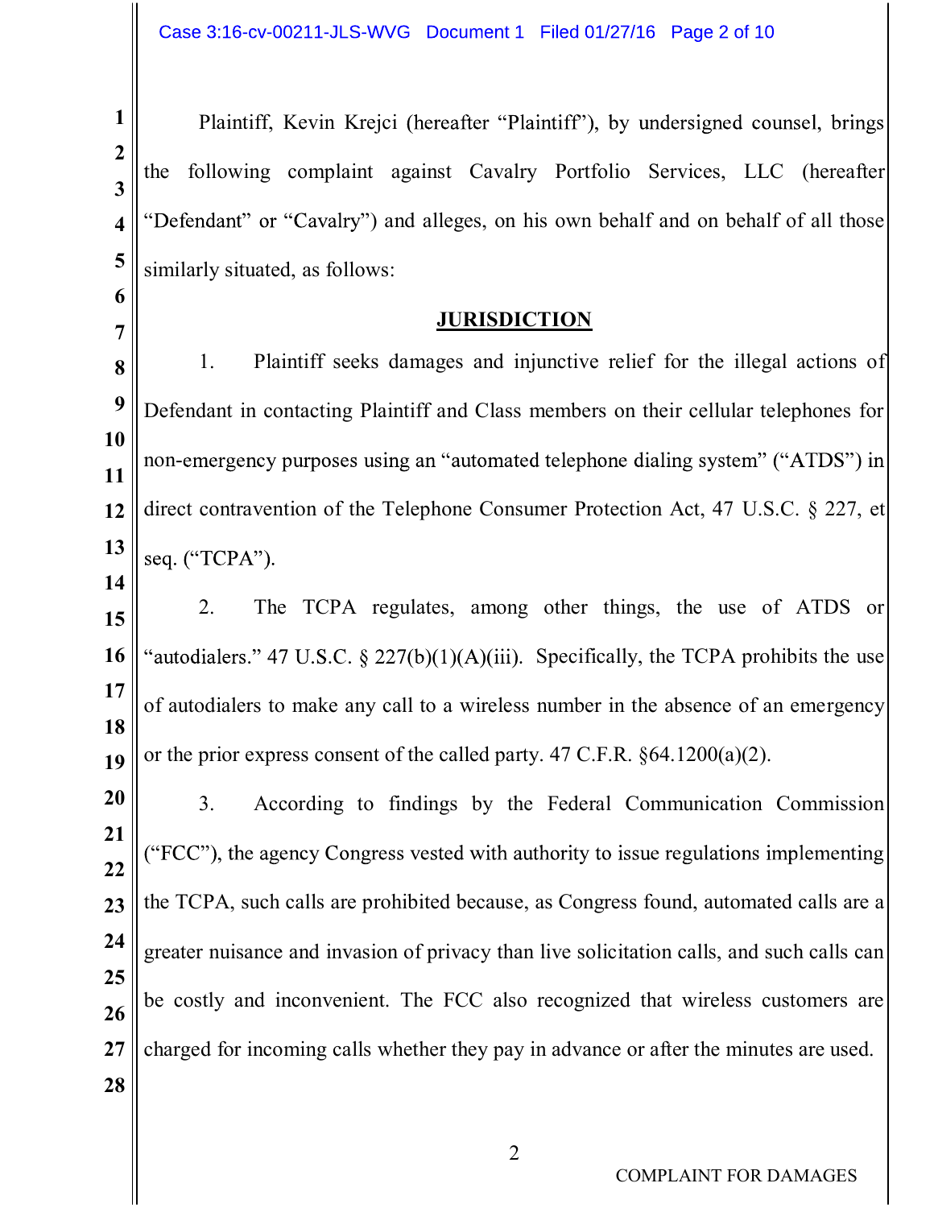Plaintiff, Kevin Krejci (hereafter "Plaintiff"), by undersigned counsel, brings the following complaint against Cavalry Portfolio Services, LLC (hereafter "Defendant" or "Cavalry") and alleges, on his own behalf and on behalf of all those similarly situated, as follows:

## JURISDICTION

1. Plaintiff seeks damages and injunctive relief for the illegal actions of Defendant in contacting Plaintiff and Class members on their cellular telephones for non-emergency purposes using an "automated telephone dialing system" ("ATDS") in direct contravention of the Telephone Consumer Protection Act, 47 U.S.C. § 227, et seq. ("TCPA").

2. The TCPA regulates, among other things, the use of ATDS or "autodialers." 47 U.S.C. § 227(b)(1)(A)(iii). Specifically, the TCPA prohibits the use of autodialers to make any call to a wireless number in the absence of an emergency or the prior express consent of the called party. 47 C.F.R. §64.1200(a)(2).

3. According to findings by the Federal Communication Commission ("FCC"), the agency Congress vested with authority to issue regulations implementing the TCPA, such calls are prohibited because, as Congress found, automated calls are a greater nuisance and invasion of privacy than live solicitation calls, and such calls can be costly and inconvenient. The FCC also recognized that wireless customers are charged for incoming calls whether they pay in advance or after the minutes are used.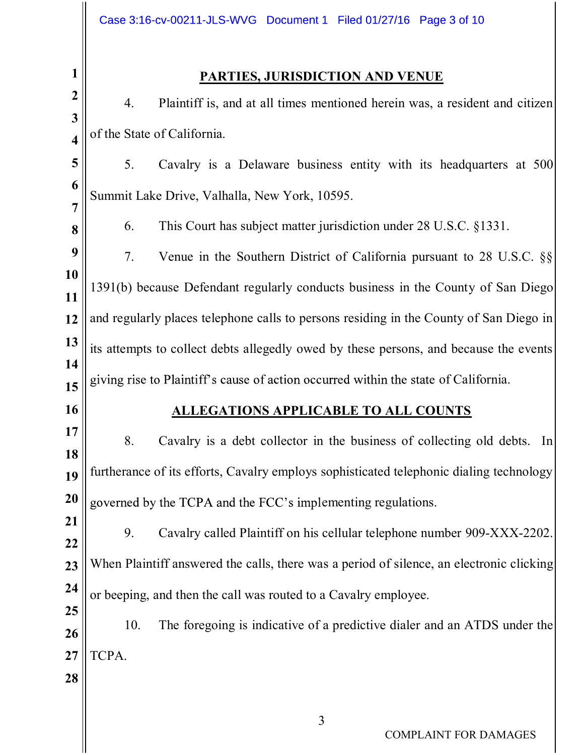## PARTIES, JURISDICTION AND VENUE

4. Plaintiff is, and at all times mentioned herein was, a resident and citizen of the State of California.

5. Cavalry is a Delaware business entity with its headquarters at 500 Summit Lake Drive, Valhalla, New York, 10595.

6. This Court has subject matter jurisdiction under 28 U.S.C. §1331.

7. Venue in the Southern District of California pursuant to 28 U.S.C. §§ 1391(b) because Defendant regularly conducts business in the County of San Diego and regularly places telephone calls to persons residing in the County of San Diego in its attempts to collect debts allegedly owed by these persons, and because the events giving rise to Plaintiff's cause of action occurred within the state of California.

## ALLEGATIONS APPLICABLE TO ALL COUNTS

8. Cavalry is a debt collector in the business of collecting old debts. In furtherance of its efforts, Cavalry employs sophisticated telephonic dialing technology governed by the TCPA and the FCC's implementing regulations.

9. Cavalry called Plaintiff on his cellular telephone number 909-XXX-2202. When Plaintiff answered the calls, there was a period of silence, an electronic clicking or beeping, and then the call was routed to a Cavalry employee.

10. The foregoing is indicative of a predictive dialer and an ATDS under the TCPA.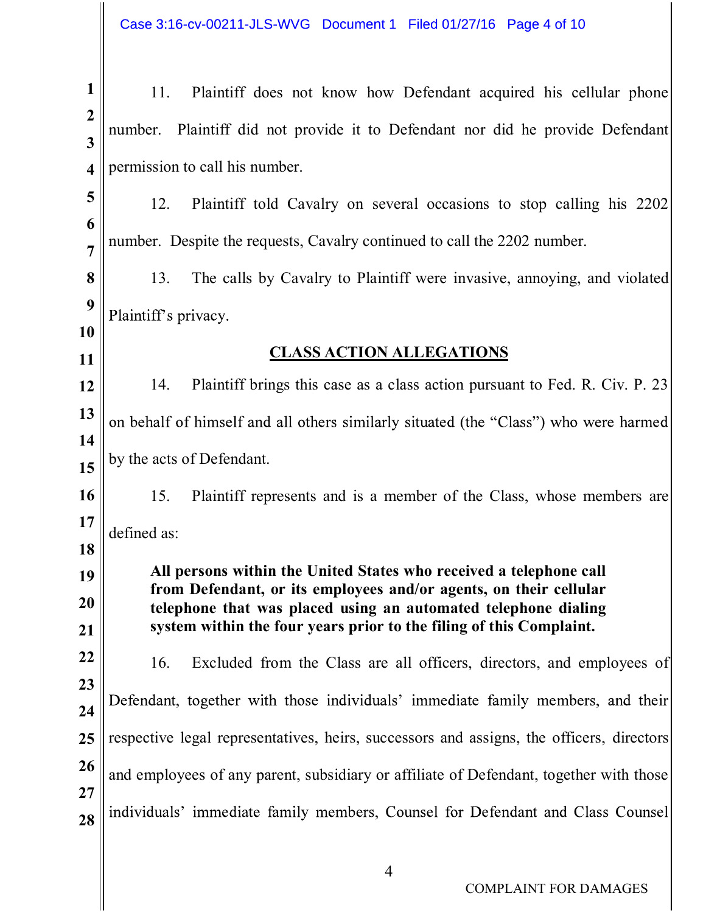11. Plaintiff does not know how Defendant acquired his cellular phone number. Plaintiff did not provide it to Defendant nor did he provide Defendant permission to call his number.

12. Plaintiff told Cavalry on several occasions to stop calling his 2202 number. Despite the requests, Cavalry continued to call the 2202 number.

13. The calls by Cavalry to Plaintiff were invasive, annoying, and violated Plaintiff's privacy.

## CLASS ACTION ALLEGATIONS

14. Plaintiff brings this case as a class action pursuant to Fed. R. Civ. P. 23 on behalf of himself and all others similarly situated (the "Class") who were harmed by the acts of Defendant.

15. Plaintiff represents and is a member of the Class, whose members are defined as:

> **All persons within the United States who received a telephone call from Defendant, or its employees and/or agents, on their cellular telephone that was placed using an automated telephone dialing system within the four years prior to the filing of this Complaint.**

16. Excluded from the Class are all officers, directors, and employees of Defendant, together with those individuals' immediate family members, and their respective legal representatives, heirs, successors and assigns, the officers, directors and employees of any parent, subsidiary or affiliate of Defendant, together with those individuals' immediate family members, Counsel for Defendant and Class Counsel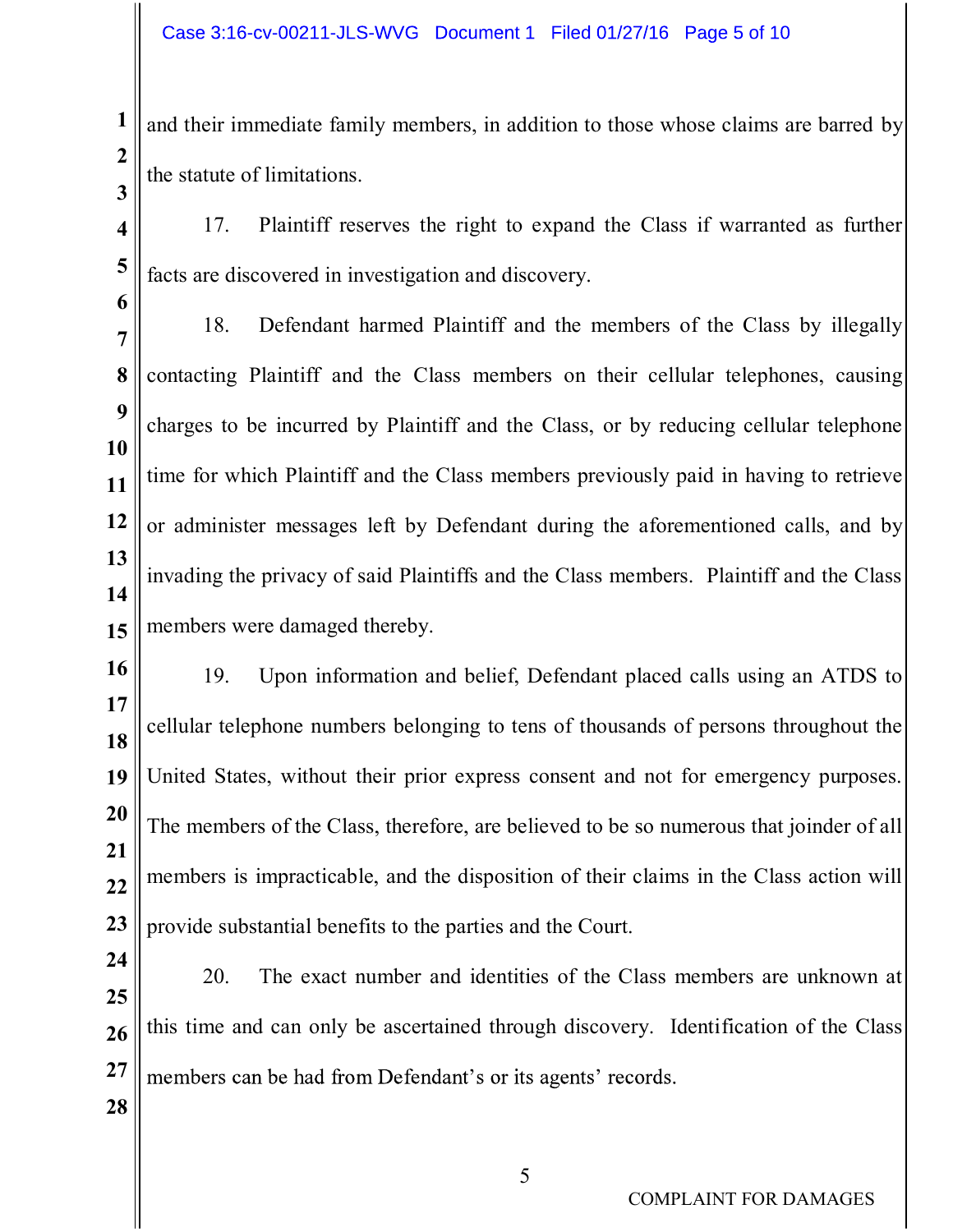and their immediate family members, in addition to those whose claims are barred by the statute of limitations.

17. Plaintiff reserves the right to expand the Class if warranted as further facts are discovered in investigation and discovery.

18. Defendant harmed Plaintiff and the members of the Class by illegally contacting Plaintiff and the Class members on their cellular telephones, causing charges to be incurred by Plaintiff and the Class, or by reducing cellular telephone time for which Plaintiff and the Class members previously paid in having to retrieve or administer messages left by Defendant during the aforementioned calls, and by invading the privacy of said Plaintiffs and the Class members. Plaintiff and the Class members were damaged thereby.

19. Upon information and belief, Defendant placed calls using an ATDS to cellular telephone numbers belonging to tens of thousands of persons throughout the United States, without their prior express consent and not for emergency purposes. The members of the Class, therefore, are believed to be so numerous that joinder of all members is impracticable, and the disposition of their claims in the Class action will provide substantial benefits to the parties and the Court.

20. The exact number and identities of the Class members are unknown at this time and can only be ascertained through discovery. Identification of the Class members can be had from Defendant's or its agents' records.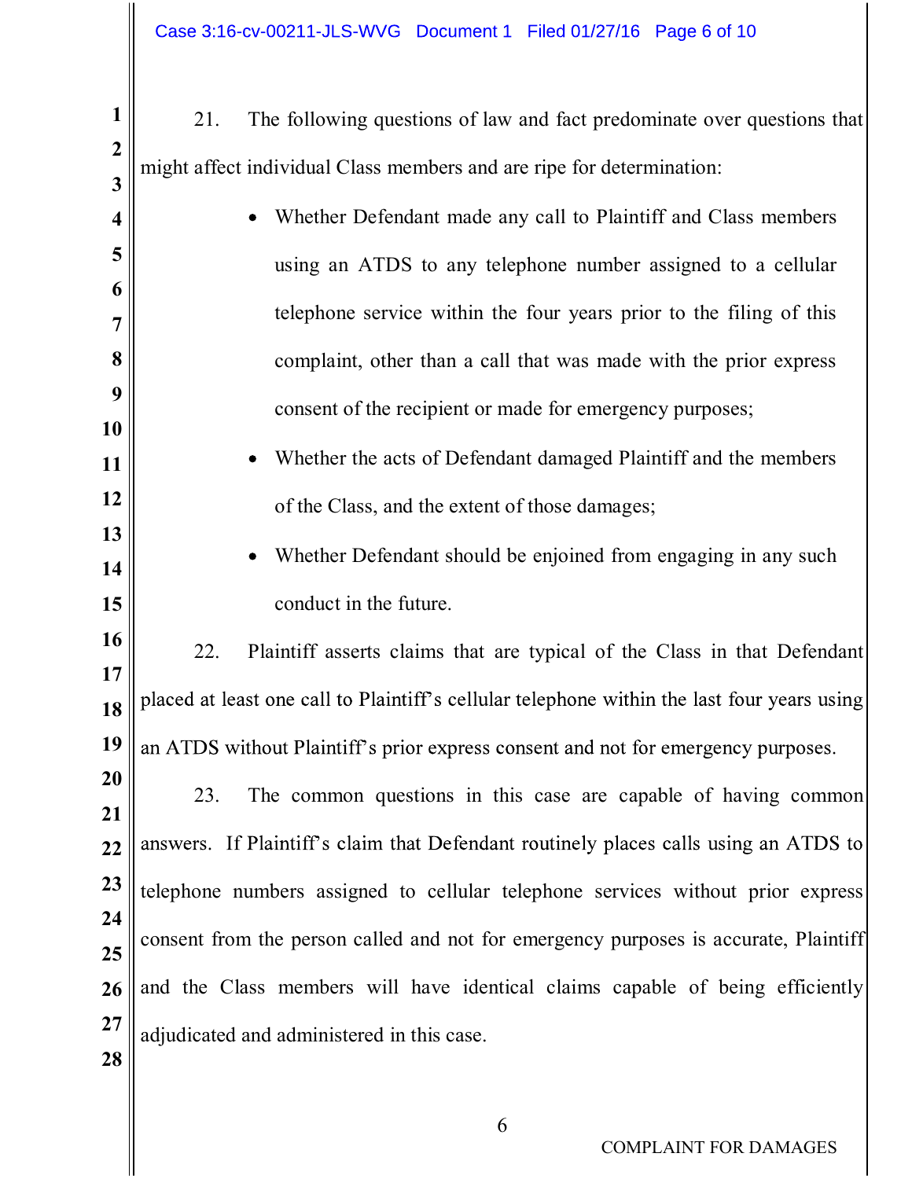21. The following questions of law and fact predominate over questions that might affect individual Class members and are ripe for determination:

- Whether Defendant made any call to Plaintiff and Class members using an ATDS to any telephone number assigned to a cellular telephone service within the four years prior to the filing of this complaint, other than a call that was made with the prior express consent of the recipient or made for emergency purposes;
- Whether the acts of Defendant damaged Plaintiff and the members of the Class, and the extent of those damages;
- Whether Defendant should be enjoined from engaging in any such conduct in the future.

22. Plaintiff asserts claims that are typical of the Class in that Defendant placed at least one call to Plaintiff's cellular telephone within the last four years using an ATDS without Plaintiff's prior express consent and not for emergency purposes.

23. The common questions in this case are capable of having common answers. If Plaintiff's claim that Defendant routinely places calls using an ATDS to telephone numbers assigned to cellular telephone services without prior express consent from the person called and not for emergency purposes is accurate, Plaintiff and the Class members will have identical claims capable of being efficiently adjudicated and administered in this case.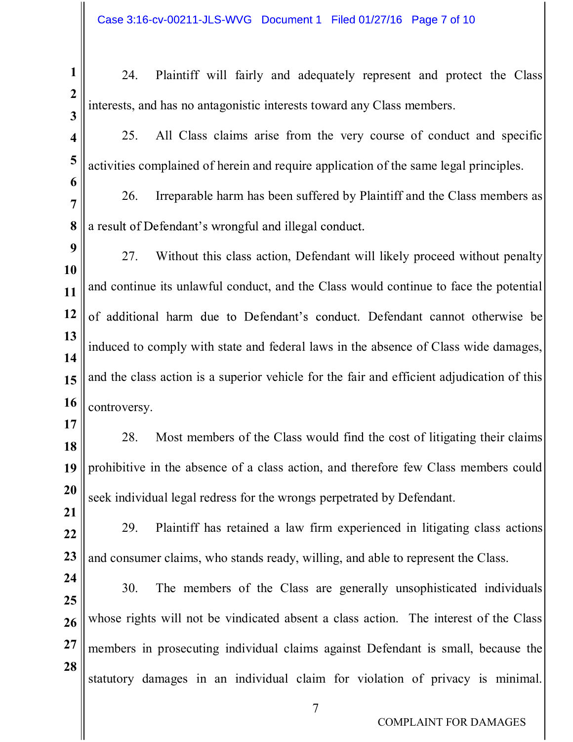24. Plaintiff will fairly and adequately represent and protect the Class interests, and has no antagonistic interests toward any Class members.

25. All Class claims arise from the very course of conduct and specific activities complained of herein and require application of the same legal principles.

26. Irreparable harm has been suffered by Plaintiff and the Class members as a result of Defendant's wrongful and illegal conduct.

27. Without this class action, Defendant will likely proceed without penalty and continue its unlawful conduct, and the Class would continue to face the potential of additional harm due to Defendant's conduct. Defendant cannot otherwise be induced to comply with state and federal laws in the absence of Class wide damages, and the class action is a superior vehicle for the fair and efficient adjudication of this controversy.

28. Most members of the Class would find the cost of litigating their claims prohibitive in the absence of a class action, and therefore few Class members could seek individual legal redress for the wrongs perpetrated by Defendant.

29. Plaintiff has retained a law firm experienced in litigating class actions and consumer claims, who stands ready, willing, and able to represent the Class.

30. The members of the Class are generally unsophisticated individuals whose rights will not be vindicated absent a class action. The interest of the Class members in prosecuting individual claims against Defendant is small, because the statutory damages in an individual claim for violation of privacy is minimal.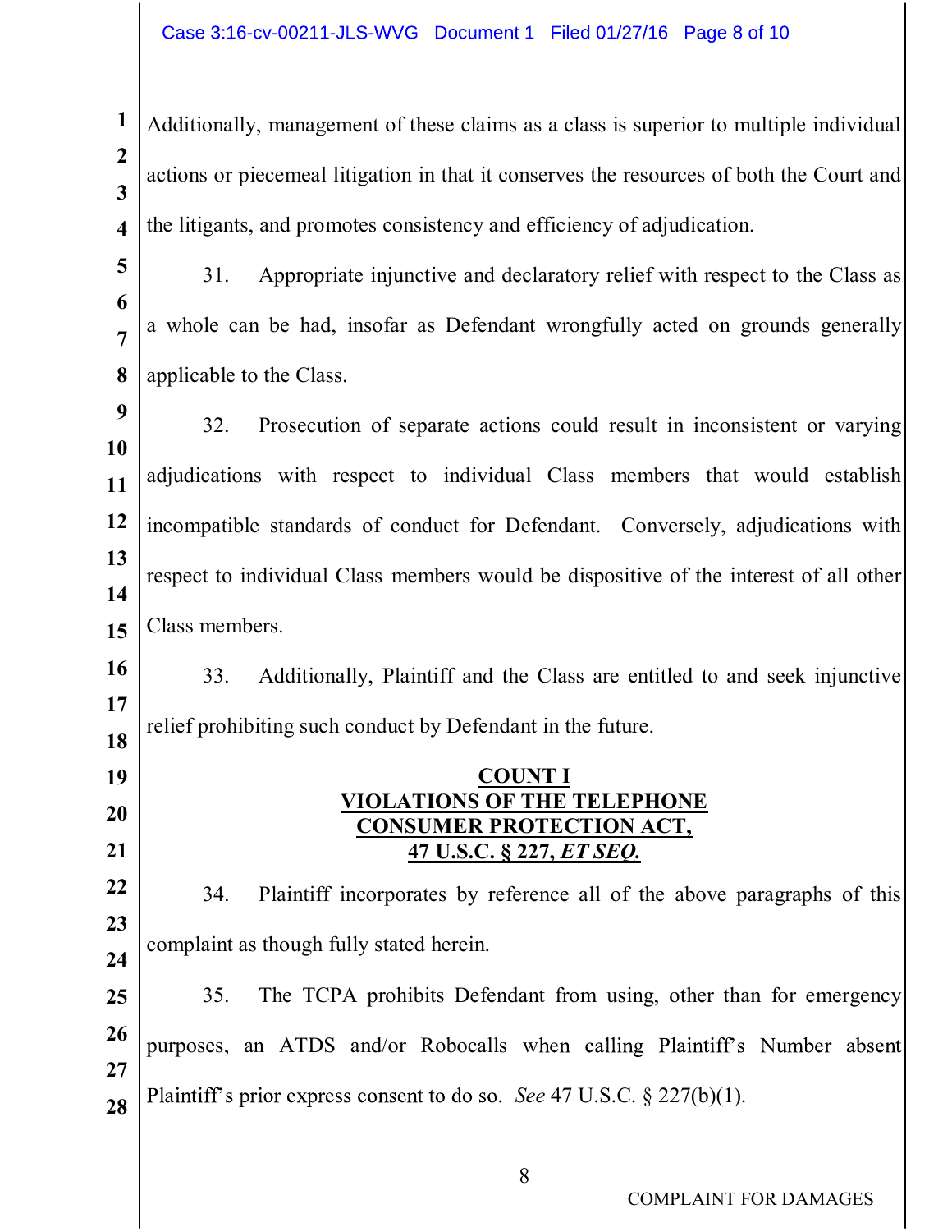Additionally, management of these claims as a class is superior to multiple individual actions or piecemeal litigation in that it conserves the resources of both the Court and the litigants, and promotes consistency and efficiency of adjudication.

31. Appropriate injunctive and declaratory relief with respect to the Class as a whole can be had, insofar as Defendant wrongfully acted on grounds generally applicable to the Class.

32. Prosecution of separate actions could result in inconsistent or varying adjudications with respect to individual Class members that would establish incompatible standards of conduct for Defendant. Conversely, adjudications with respect to individual Class members would be dispositive of the interest of all other Class members.

33. Additionally, Plaintiff and the Class are entitled to and seek injunctive relief prohibiting such conduct by Defendant in the future.

## COUNT I
## VIOLATIONS OF THE TELEPHONE CONSUMER PROTECTION ACT, 47 U.S.C. § 227, *ET SEQ.*

34. Plaintiff incorporates by reference all of the above paragraphs of this complaint as though fully stated herein.

35. The TCPA prohibits Defendant from using, other than for emergency purposes, an ATDS and/or Robocalls when calling Plaintiff's Number absent Plaintiff's prior express consent to do so. *See* 47 U.S.C. § 227(b)(1).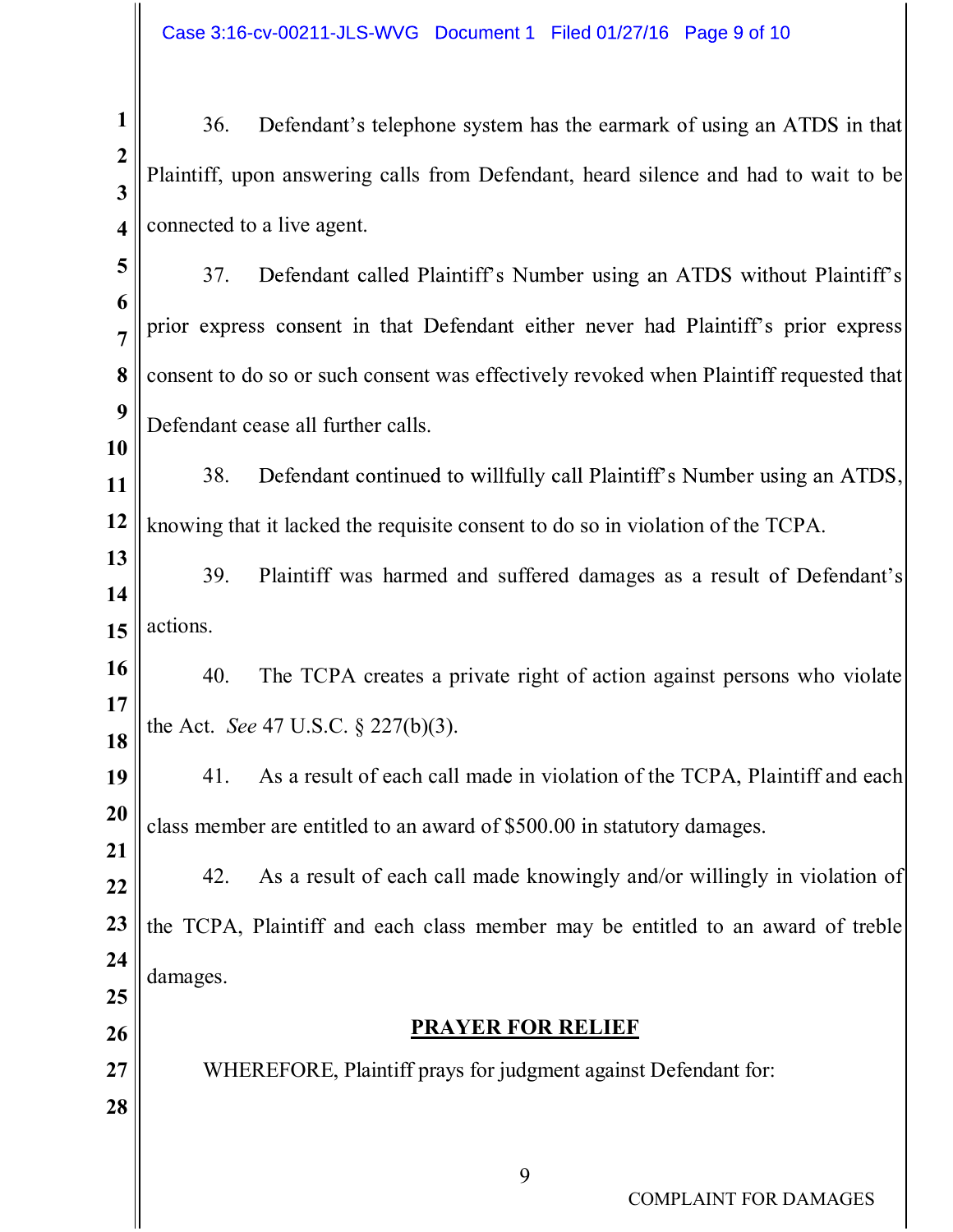36. Defendant's telephone system has the earmark of using an ATDS in that Plaintiff, upon answering calls from Defendant, heard silence and had to wait to be connected to a live agent.

37. Defendant called Plaintiff's Number using an ATDS without Plaintiff's prior express consent in that Defendant either never had Plaintiff's prior express consent to do so or such consent was effectively revoked when Plaintiff requested that Defendant cease all further calls.

38. Defendant continued to willfully call Plaintiff's Number using an ATDS, knowing that it lacked the requisite consent to do so in violation of the TCPA.

39. Plaintiff was harmed and suffered damages as a result of Defendant's actions.

40. The TCPA creates a private right of action against persons who violate the Act. *See* 47 U.S.C. § 227(b)(3).

41. As a result of each call made in violation of the TCPA, Plaintiff and each class member are entitled to an award of $500.00 in statutory damages.

42. As a result of each call made knowingly and/or willingly in violation of the TCPA, Plaintiff and each class member may be entitled to an award of treble damages.

## PRAYER FOR RELIEF

WHEREFORE, Plaintiff prays for judgment against Defendant for: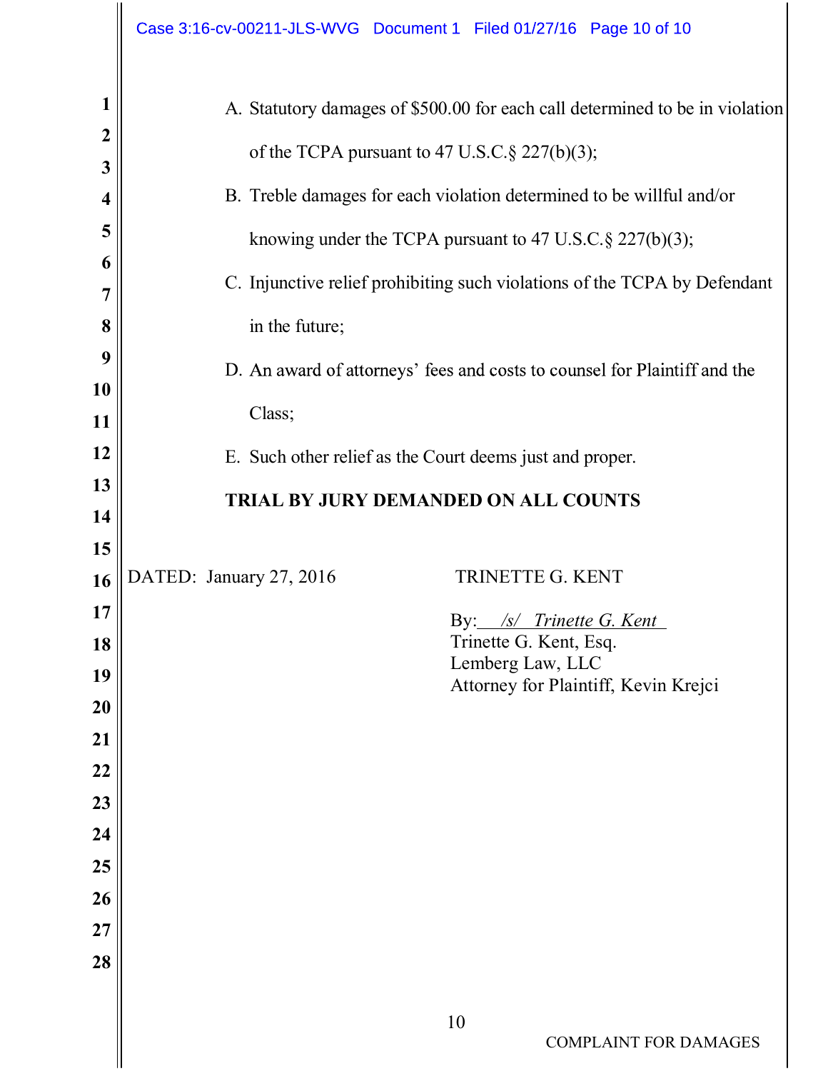A. Statutory damages of $500.00 for each call determined to be in violation of the TCPA pursuant to 47 U.S.C.§ 227(b)(3);

B. Treble damages for each violation determined to be willful and/or knowing under the TCPA pursuant to 47 U.S.C.§ 227(b)(3);

C. Injunctive relief prohibiting such violations of the TCPA by Defendant in the future;

D. An award of attorneys' fees and costs to counsel for Plaintiff and the Class;

E. Such other relief as the Court deems just and proper.

**TRIAL BY JURY DEMANDED ON ALL COUNTS**

DATED: January 27, 2016

TRINETTE G. KENT

By: */s/ Trinette G. Kent*
Trinette G. Kent, Esq.
Lemberg Law, LLC
Attorney for Plaintiff, Kevin Krejci

COMPLAINT FOR DAMAGES